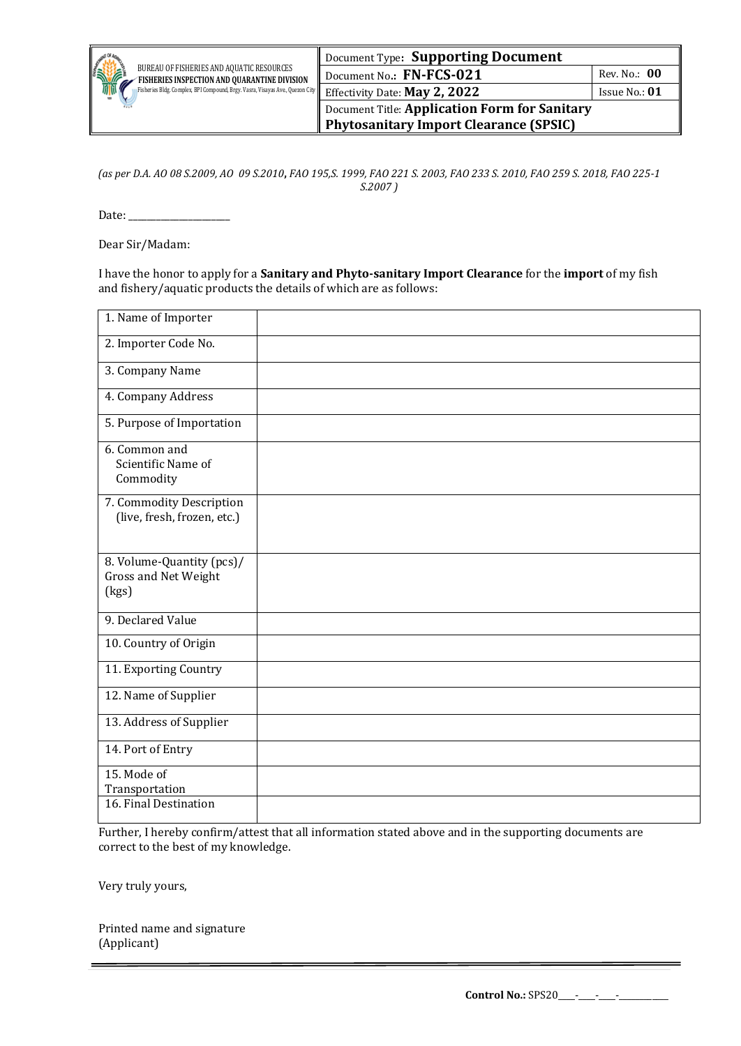| BUREAU OF FISHERIES AND AQUATIC RESOURCES<br>**FISHERIES INSPECTION AND QUARANTINE DIVISION**<br>Fisheries Bldg. Complex, BPI Compound, Brgy. Vasra, Visayas Ave., Quezon City | Document Type: **Supporting Document** | |
|---|---|---|
| | Document No.: **FN-FCS-021** | Rev. No.: **00** |
| | Effectivity Date: **May 2, 2022** | Issue No.: **01** |
| | Document Title: **Application Form for Sanitary Phytosanitary Import Clearance (SPSIC)** | |

*(as per D.A. AO 08 S.2009, AO 09 S.2010, FAO 195,S. 1999, FAO 221 S. 2003, FAO 233 S. 2010, FAO 259 S. 2018, FAO 225-1 S.2007 )*

Date: ____________________

Dear Sir/Madam:

I have the honor to apply for a **Sanitary and Phyto-sanitary Import Clearance** for the **import** of my fish and fishery/aquatic products the details of which are as follows:

| | |
|---|---|
| 1. Name of Importer | |
| 2. Importer Code No. | |
| 3. Company Name | |
| 4. Company Address | |
| 5. Purpose of Importation | |
| 6. Common and Scientific Name of Commodity | |
| 7. Commodity Description (live, fresh, frozen, etc.) | |
| 8. Volume-Quantity (pcs)/ Gross and Net Weight (kgs) | |
| 9. Declared Value | |
| 10. Country of Origin | |
| 11. Exporting Country | |
| 12. Name of Supplier | |
| 13. Address of Supplier | |
| 14. Port of Entry | |
| 15. Mode of Transportation | |
| 16. Final Destination | |

Further, I hereby confirm/attest that all information stated above and in the supporting documents are correct to the best of my knowledge.

Very truly yours,

Printed name and signature
(Applicant)

**Control No.:** SPS20\_\_\_\_-\_\_\_\_-\_\_\_\_-\_\_\_\_\_\_\_\_\_\_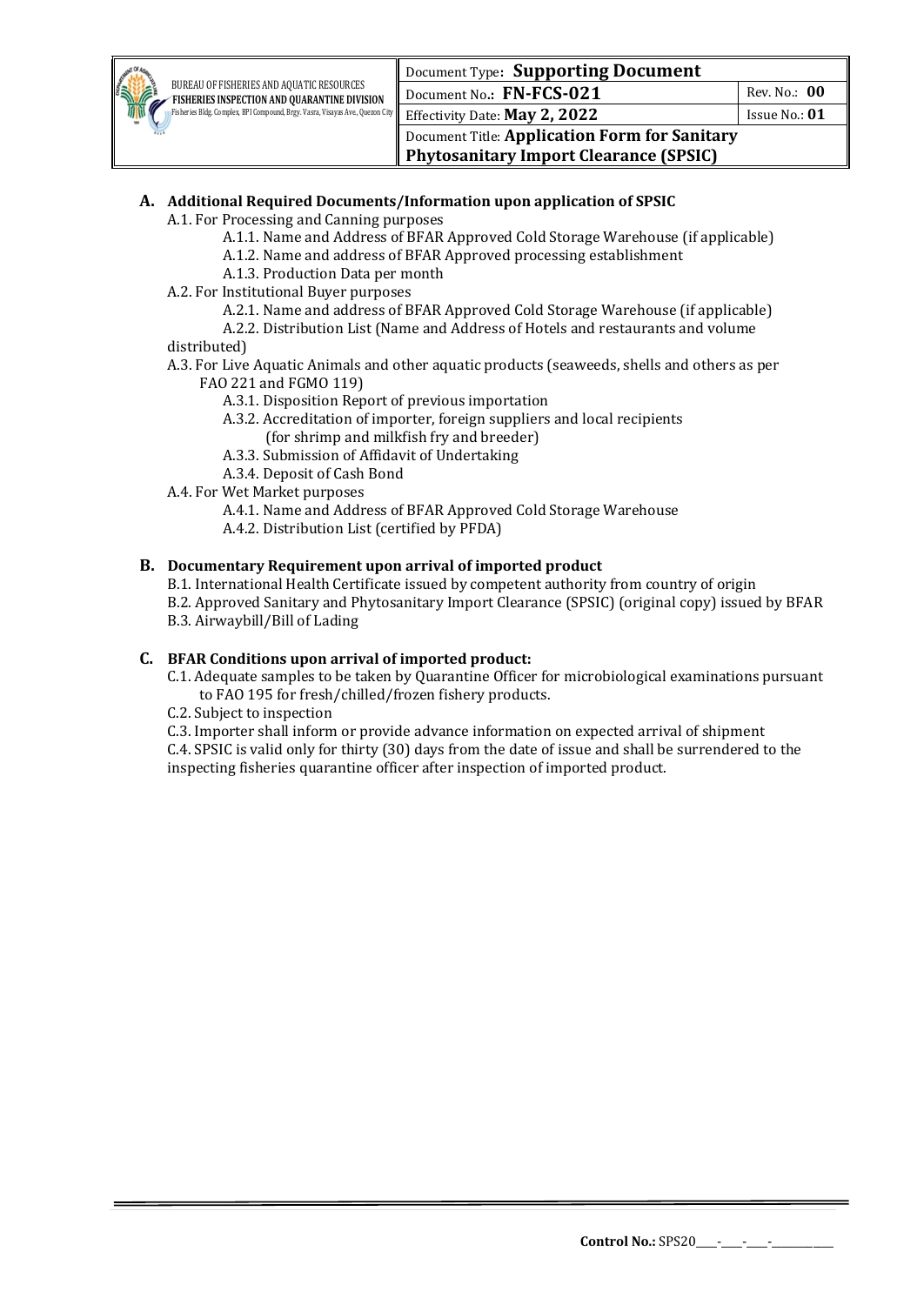## A. Additional Required Documents/Information upon application of SPSIC

A.1. For Processing and Canning purposes

- A.1.1. Name and Address of BFAR Approved Cold Storage Warehouse (if applicable)
- A.1.2. Name and address of BFAR Approved processing establishment
- A.1.3. Production Data per month

A.2. For Institutional Buyer purposes

- A.2.1. Name and address of BFAR Approved Cold Storage Warehouse (if applicable)
- A.2.2. Distribution List (Name and Address of Hotels and restaurants and volume distributed)

A.3. For Live Aquatic Animals and other aquatic products (seaweeds, shells and others as per FAO 221 and FGMO 119)

- A.3.1. Disposition Report of previous importation
- A.3.2. Accreditation of importer, foreign suppliers and local recipients (for shrimp and milkfish fry and breeder)
- A.3.3. Submission of Affidavit of Undertaking
- A.3.4. Deposit of Cash Bond

A.4. For Wet Market purposes

- A.4.1. Name and Address of BFAR Approved Cold Storage Warehouse
- A.4.2. Distribution List (certified by PFDA)

## B. Documentary Requirement upon arrival of imported product

B.1. International Health Certificate issued by competent authority from country of origin

B.2. Approved Sanitary and Phytosanitary Import Clearance (SPSIC) (original copy) issued by BFAR

B.3. Airwaybill/Bill of Lading

## C. BFAR Conditions upon arrival of imported product:

C.1. Adequate samples to be taken by Quarantine Officer for microbiological examinations pursuant to FAO 195 for fresh/chilled/frozen fishery products.

C.2. Subject to inspection

C.3. Importer shall inform or provide advance information on expected arrival of shipment

C.4. SPSIC is valid only for thirty (30) days from the date of issue and shall be surrendered to the inspecting fisheries quarantine officer after inspection of imported product.

**Control No.:** SPS20\_\_\_\_-\_\_\_\_-\_\_\_\_-\_\_\_\_\_\_\_\_\_\_\_